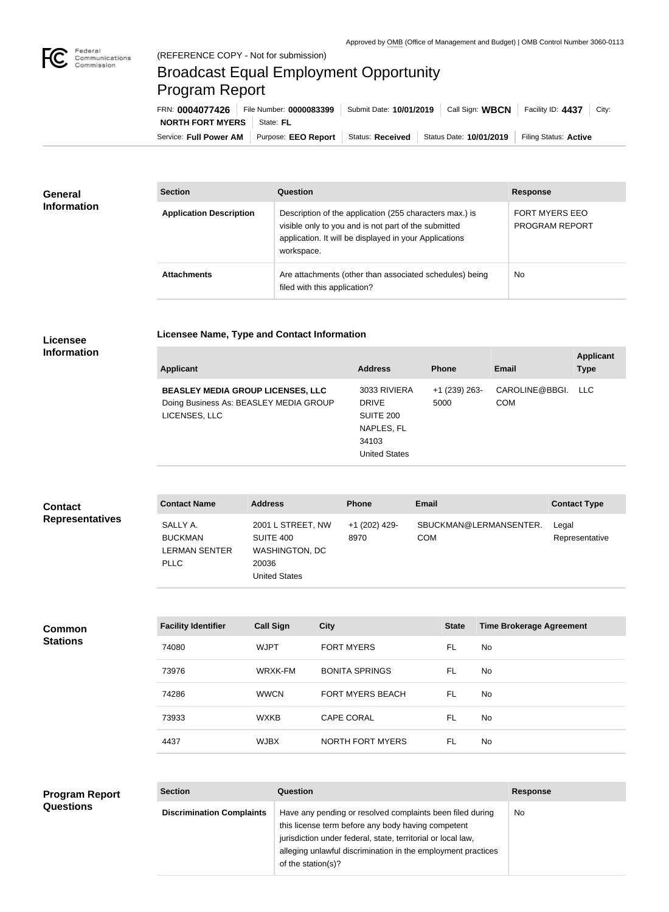Approved by OMB (Office of Management and Budget) | OMB Control Number 3060-0113

(REFERENCE COPY - Not for submission)

# Broadcast Equal Employment Opportunity Program Report

FRN: **0004077426** | File Number: **0000083399** | Submit Date: **10/01/2019** | Call Sign: **WBCN** | Facility ID: **4437** | City: **NORTH FORT MYERS** | State: **FL**

Service: **Full Power AM** | Purpose: **EEO Report** | Status: **Received** | Status Date: **10/01/2019** | Filing Status: **Active**

## General Information

| Section | Question | Response |
| --- | --- | --- |
| **Application Description** | Description of the application (255 characters max.) is visible only to you and is not part of the submitted application. It will be displayed in your Applications workspace. | FORT MYERS EEO PROGRAM REPORT |
| **Attachments** | Are attachments (other than associated schedules) being filed with this application? | No |

## Licensee Information

### Licensee Name, Type and Contact Information

| Applicant | Address | Phone | Email | Applicant Type |
| --- | --- | --- | --- | --- |
| **BEASLEY MEDIA GROUP LICENSES, LLC** Doing Business As: BEASLEY MEDIA GROUP LICENSES, LLC | 3033 RIVIERA DRIVE SUITE 200 NAPLES, FL 34103 United States | +1 (239) 263-5000 | CAROLINE@BBGI.COM | LLC |

## Contact Representatives

| Contact Name | Address | Phone | Email | Contact Type |
| --- | --- | --- | --- | --- |
| SALLY A. BUCKMAN LERMAN SENTER PLLC | 2001 L STREET, NW SUITE 400 WASHINGTON, DC 20036 United States | +1 (202) 429-8970 | SBUCKMAN@LERMANSENTER.COM | Legal Representative |

## Common Stations

| Facility Identifier | Call Sign | City | State | Time Brokerage Agreement |
| --- | --- | --- | --- | --- |
| 74080 | WJPT | FORT MYERS | FL | No |
| 73976 | WRXK-FM | BONITA SPRINGS | FL | No |
| 74286 | WWCN | FORT MYERS BEACH | FL | No |
| 73933 | WXKB | CAPE CORAL | FL | No |
| 4437 | WJBX | NORTH FORT MYERS | FL | No |

## Program Report Questions

| Section | Question | Response |
| --- | --- | --- |
| **Discrimination Complaints** | Have any pending or resolved complaints been filed during this license term before any body having competent jurisdiction under federal, state, territorial or local law, alleging unlawful discrimination in the employment practices of the station(s)? | No |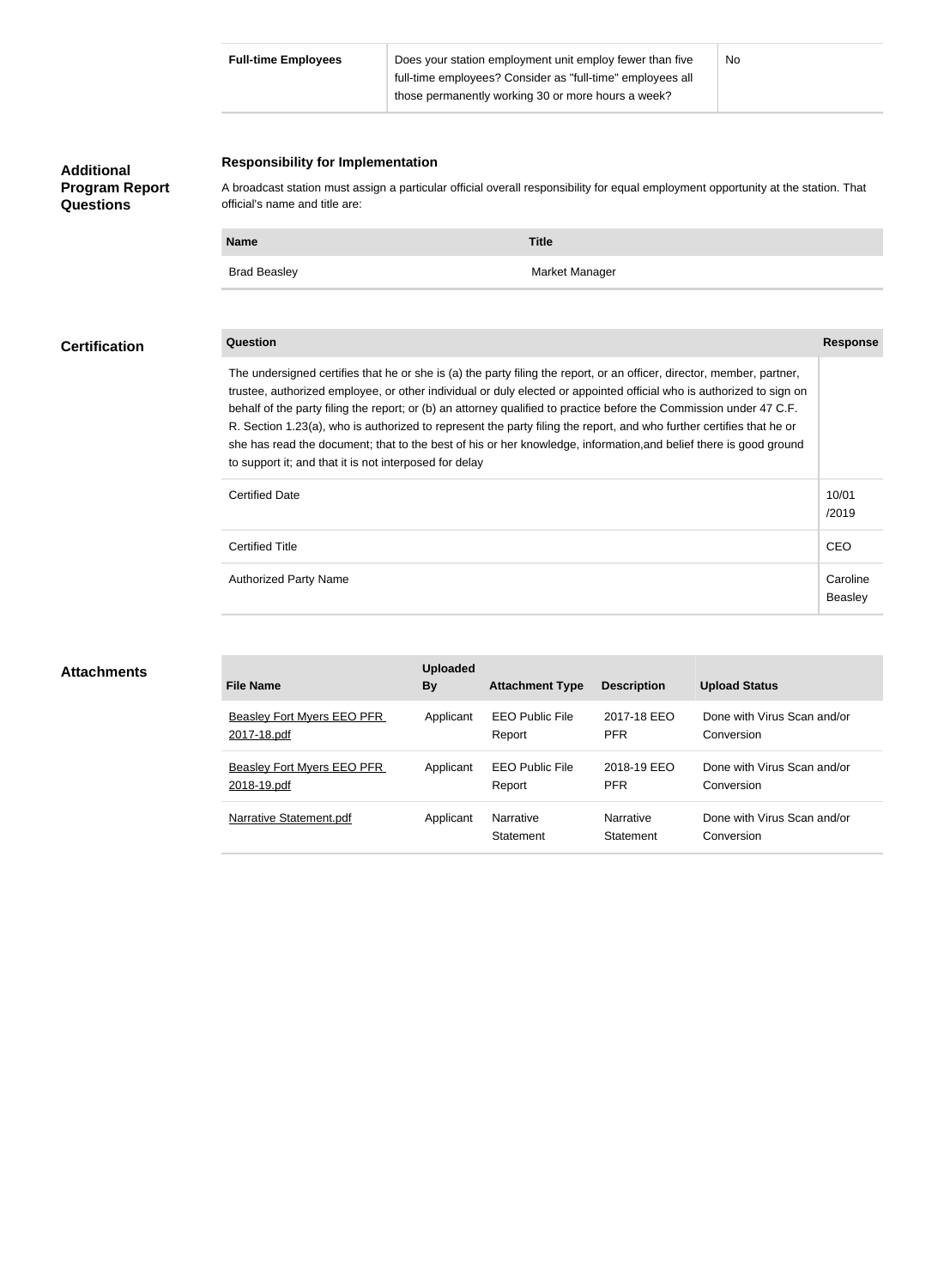| | | |
|---|---|---|
| **Full-time Employees** | Does your station employment unit employ fewer than five full-time employees? Consider as "full-time" employees all those permanently working 30 or more hours a week? | No |

## Additional Program Report Questions

### Responsibility for Implementation

A broadcast station must assign a particular official overall responsibility for equal employment opportunity at the station. That official's name and title are:

| Name | Title |
|---|---|
| Brad Beasley | Market Manager |

## Certification

| Question | Response |
|---|---|
| The undersigned certifies that he or she is (a) the party filing the report, or an officer, director, member, partner, trustee, authorized employee, or other individual or duly elected or appointed official who is authorized to sign on behalf of the party filing the report; or (b) an attorney qualified to practice before the Commission under 47 C.F. R. Section 1.23(a), who is authorized to represent the party filing the report, and who further certifies that he or she has read the document; that to the best of his or her knowledge, information,and belief there is good ground to support it; and that it is not interposed for delay | |
| Certified Date | 10/01/2019 |
| Certified Title | CEO |
| Authorized Party Name | Caroline Beasley |

## Attachments

| File Name | Uploaded By | Attachment Type | Description | Upload Status |
|---|---|---|---|---|
| Beasley Fort Myers EEO PFR 2017-18.pdf | Applicant | EEO Public File Report | 2017-18 EEO PFR | Done with Virus Scan and/or Conversion |
| Beasley Fort Myers EEO PFR 2018-19.pdf | Applicant | EEO Public File Report | 2018-19 EEO PFR | Done with Virus Scan and/or Conversion |
| Narrative Statement.pdf | Applicant | Narrative Statement | Narrative Statement | Done with Virus Scan and/or Conversion |